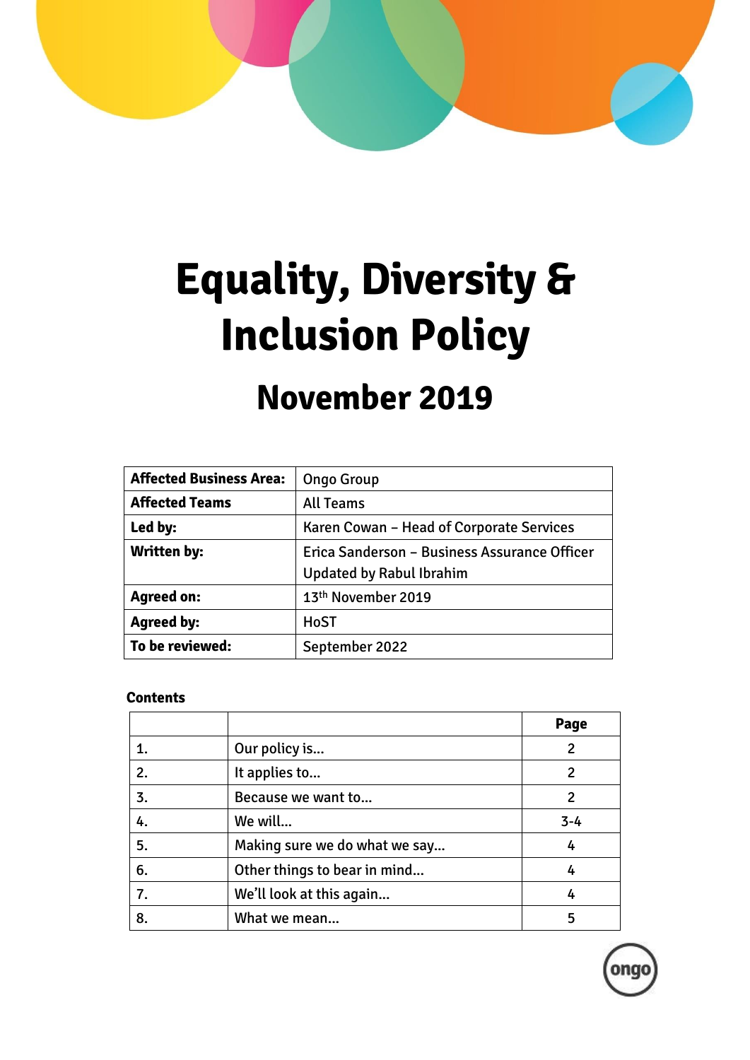# Equality, Diversity & Inclusion Policy

## November 2019

| **Affected Business Area:** | Ongo Group |
|---|---|
| **Affected Teams** | All Teams |
| **Led by:** | Karen Cowan – Head of Corporate Services |
| **Written by:** | Erica Sanderson – Business Assurance Officer<br>Updated by Rabul Ibrahim |
| **Agreed on:** | 13th November 2019 |
| **Agreed by:** | HoST |
| **To be reviewed:** | September 2022 |

**Contents**

| | | **Page** |
|---|---|---|
| 1. | Our policy is… | 2 |
| 2. | It applies to… | 2 |
| 3. | Because we want to… | 2 |
| 4. | We will… | 3-4 |
| 5. | Making sure we do what we say… | 4 |
| 6. | Other things to bear in mind… | 4 |
| 7. | We'll look at this again… | 4 |
| 8. | What we mean… | 5 |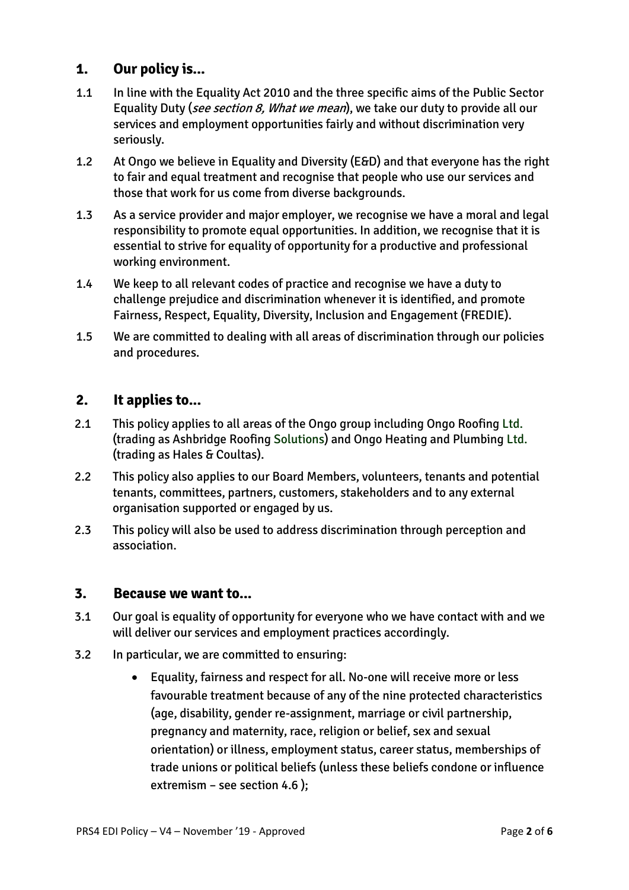## 1. Our policy is…

1.1 In line with the Equality Act 2010 and the three specific aims of the Public Sector Equality Duty (*see section 8, What we mean*), we take our duty to provide all our services and employment opportunities fairly and without discrimination very seriously.

1.2 At Ongo we believe in Equality and Diversity (E&D) and that everyone has the right to fair and equal treatment and recognise that people who use our services and those that work for us come from diverse backgrounds.

1.3 As a service provider and major employer, we recognise we have a moral and legal responsibility to promote equal opportunities. In addition, we recognise that it is essential to strive for equality of opportunity for a productive and professional working environment.

1.4 We keep to all relevant codes of practice and recognise we have a duty to challenge prejudice and discrimination whenever it is identified, and promote Fairness, Respect, Equality, Diversity, Inclusion and Engagement (FREDIE).

1.5 We are committed to dealing with all areas of discrimination through our policies and procedures.

## 2. It applies to…

2.1 This policy applies to all areas of the Ongo group including Ongo Roofing Ltd. (trading as Ashbridge Roofing Solutions) and Ongo Heating and Plumbing Ltd. (trading as Hales & Coultas).

2.2 This policy also applies to our Board Members, volunteers, tenants and potential tenants, committees, partners, customers, stakeholders and to any external organisation supported or engaged by us.

2.3 This policy will also be used to address discrimination through perception and association.

## 3. Because we want to…

3.1 Our goal is equality of opportunity for everyone who we have contact with and we will deliver our services and employment practices accordingly.

3.2 In particular, we are committed to ensuring:

- Equality, fairness and respect for all. No-one will receive more or less favourable treatment because of any of the nine protected characteristics (age, disability, gender re-assignment, marriage or civil partnership, pregnancy and maternity, race, religion or belief, sex and sexual orientation) or illness, employment status, career status, memberships of trade unions or political beliefs (unless these beliefs condone or influence extremism – see section 4.6 );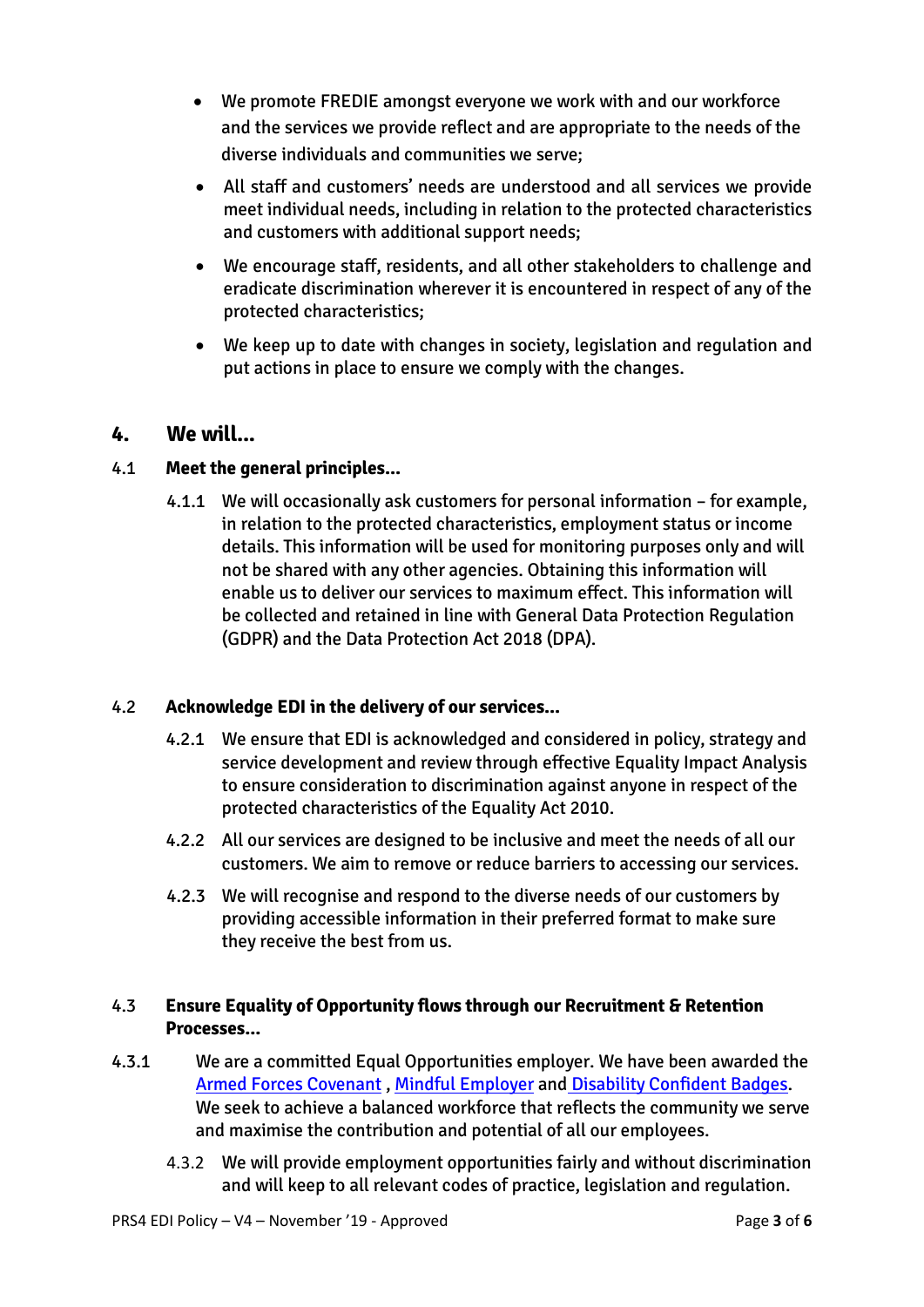- We promote FREDIE amongst everyone we work with and our workforce and the services we provide reflect and are appropriate to the needs of the diverse individuals and communities we serve;
- All staff and customers' needs are understood and all services we provide meet individual needs, including in relation to the protected characteristics and customers with additional support needs;
- We encourage staff, residents, and all other stakeholders to challenge and eradicate discrimination wherever it is encountered in respect of any of the protected characteristics;
- We keep up to date with changes in society, legislation and regulation and put actions in place to ensure we comply with the changes.

## 4. We will...

### 4.1 Meet the general principles...

4.1.1 We will occasionally ask customers for personal information – for example, in relation to the protected characteristics, employment status or income details. This information will be used for monitoring purposes only and will not be shared with any other agencies. Obtaining this information will enable us to deliver our services to maximum effect. This information will be collected and retained in line with General Data Protection Regulation (GDPR) and the Data Protection Act 2018 (DPA).

### 4.2 Acknowledge EDI in the delivery of our services...

4.2.1 We ensure that EDI is acknowledged and considered in policy, strategy and service development and review through effective Equality Impact Analysis to ensure consideration to discrimination against anyone in respect of the protected characteristics of the Equality Act 2010.

4.2.2 All our services are designed to be inclusive and meet the needs of all our customers. We aim to remove or reduce barriers to accessing our services.

4.2.3 We will recognise and respond to the diverse needs of our customers by providing accessible information in their preferred format to make sure they receive the best from us.

### 4.3 Ensure Equality of Opportunity flows through our Recruitment & Retention Processes...

4.3.1 We are a committed Equal Opportunities employer. We have been awarded the Armed Forces Covenant , Mindful Employer and Disability Confident Badges. We seek to achieve a balanced workforce that reflects the community we serve and maximise the contribution and potential of all our employees.

4.3.2 We will provide employment opportunities fairly and without discrimination and will keep to all relevant codes of practice, legislation and regulation.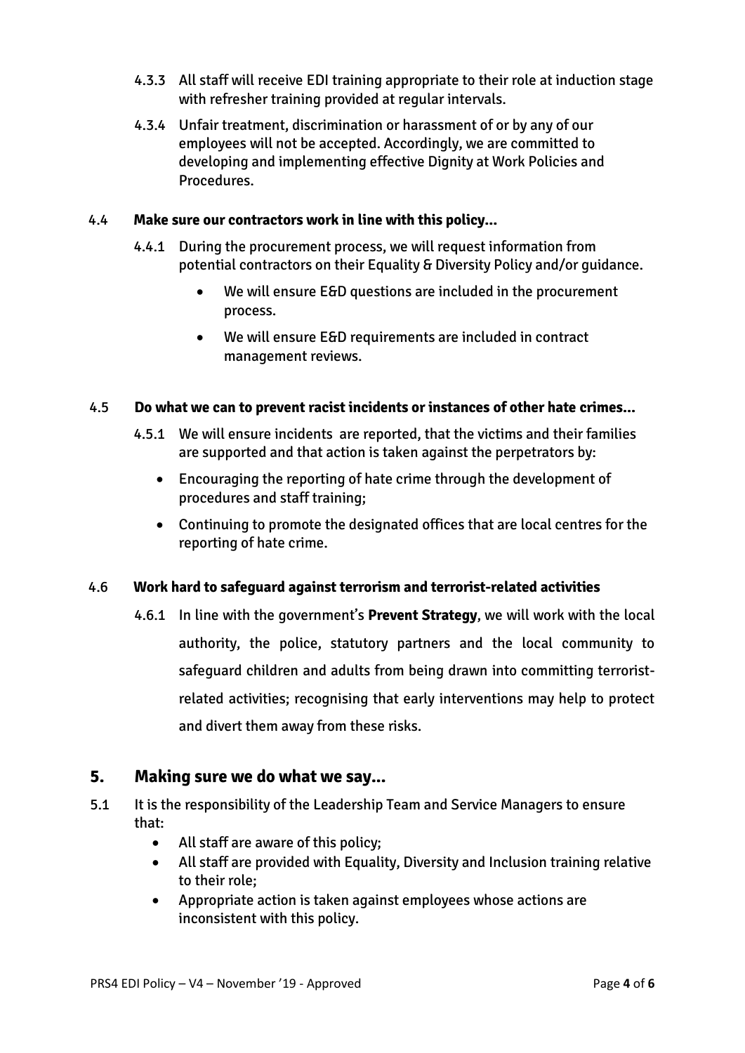4.3.3 All staff will receive EDI training appropriate to their role at induction stage with refresher training provided at regular intervals.

4.3.4 Unfair treatment, discrimination or harassment of or by any of our employees will not be accepted. Accordingly, we are committed to developing and implementing effective Dignity at Work Policies and Procedures.

4.4 **Make sure our contractors work in line with this policy…**

4.4.1 During the procurement process, we will request information from potential contractors on their Equality & Diversity Policy and/or guidance.

- We will ensure E&D questions are included in the procurement process.
- We will ensure E&D requirements are included in contract management reviews.

4.5 **Do what we can to prevent racist incidents or instances of other hate crimes…**

4.5.1 We will ensure incidents are reported, that the victims and their families are supported and that action is taken against the perpetrators by:

- Encouraging the reporting of hate crime through the development of procedures and staff training;
- Continuing to promote the designated offices that are local centres for the reporting of hate crime.

4.6 **Work hard to safeguard against terrorism and terrorist-related activities**

4.6.1 In line with the government's **Prevent Strategy**, we will work with the local authority, the police, statutory partners and the local community to safeguard children and adults from being drawn into committing terrorist-related activities; recognising that early interventions may help to protect and divert them away from these risks.

## 5. Making sure we do what we say…

5.1 It is the responsibility of the Leadership Team and Service Managers to ensure that:

- All staff are aware of this policy;
- All staff are provided with Equality, Diversity and Inclusion training relative to their role;
- Appropriate action is taken against employees whose actions are inconsistent with this policy.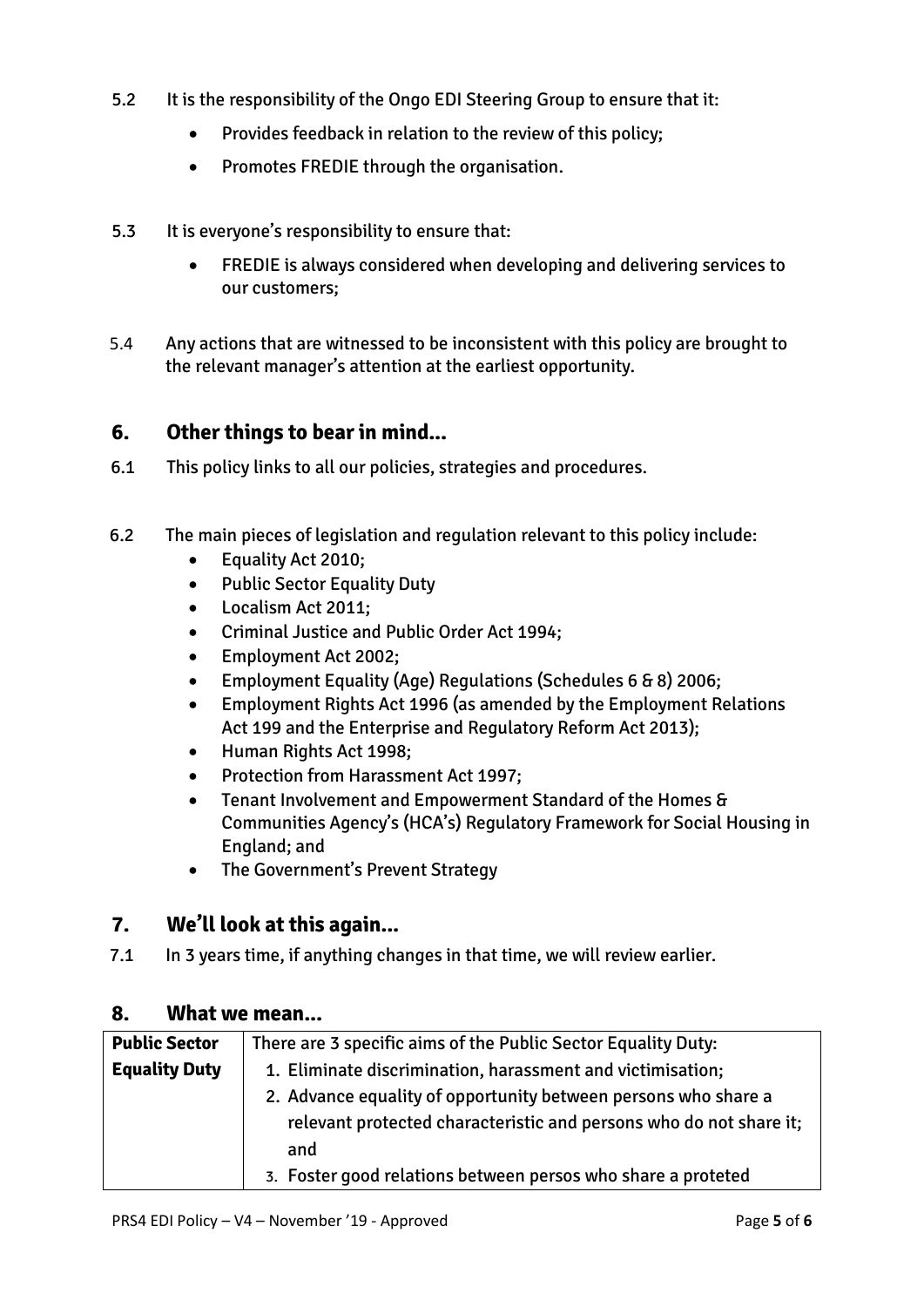5.2 It is the responsibility of the Ongo EDI Steering Group to ensure that it:

- Provides feedback in relation to the review of this policy;
- Promotes FREDIE through the organisation.

5.3 It is everyone's responsibility to ensure that:

- FREDIE is always considered when developing and delivering services to our customers;

5.4 Any actions that are witnessed to be inconsistent with this policy are brought to the relevant manager's attention at the earliest opportunity.

## 6. Other things to bear in mind…

6.1 This policy links to all our policies, strategies and procedures.

6.2 The main pieces of legislation and regulation relevant to this policy include:

- Equality Act 2010;
- Public Sector Equality Duty
- Localism Act 2011;
- Criminal Justice and Public Order Act 1994;
- Employment Act 2002;
- Employment Equality (Age) Regulations (Schedules 6 & 8) 2006;
- Employment Rights Act 1996 (as amended by the Employment Relations Act 199 and the Enterprise and Regulatory Reform Act 2013);
- Human Rights Act 1998;
- Protection from Harassment Act 1997;
- Tenant Involvement and Empowerment Standard of the Homes & Communities Agency's (HCA's) Regulatory Framework for Social Housing in England; and
- The Government's Prevent Strategy

## 7. We'll look at this again…

7.1 In 3 years time, if anything changes in that time, we will review earlier.

## 8. What we mean…

| | |
|---|---|
| **Public Sector Equality Duty** | There are 3 specific aims of the Public Sector Equality Duty:<br>1. Eliminate discrimination, harassment and victimisation;<br>2. Advance equality of opportunity between persons who share a relevant protected characteristic and persons who do not share it; and<br>3. Foster good relations between persos who share a proteted |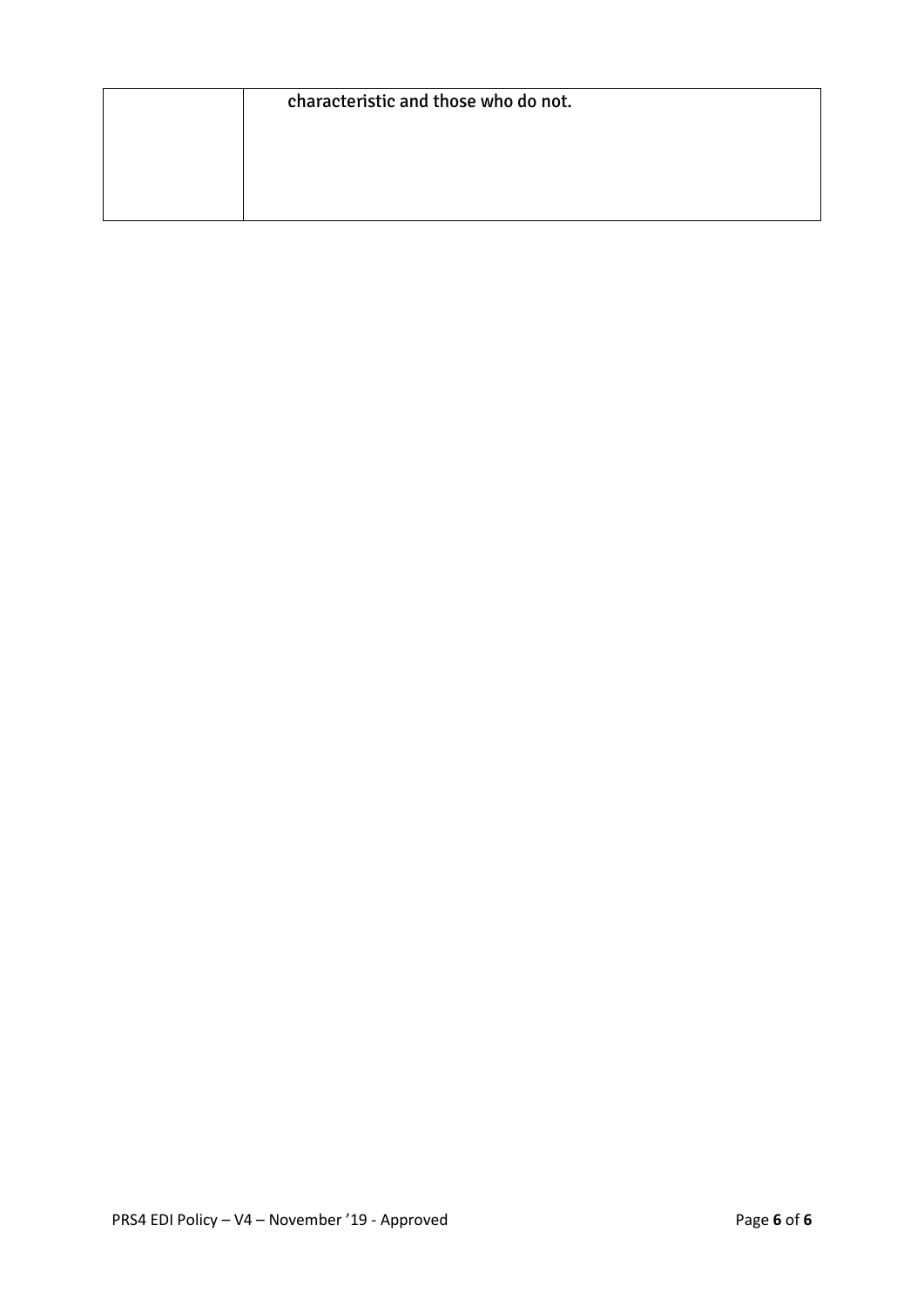| | |
|---|---|
| | characteristic and those who do not. |